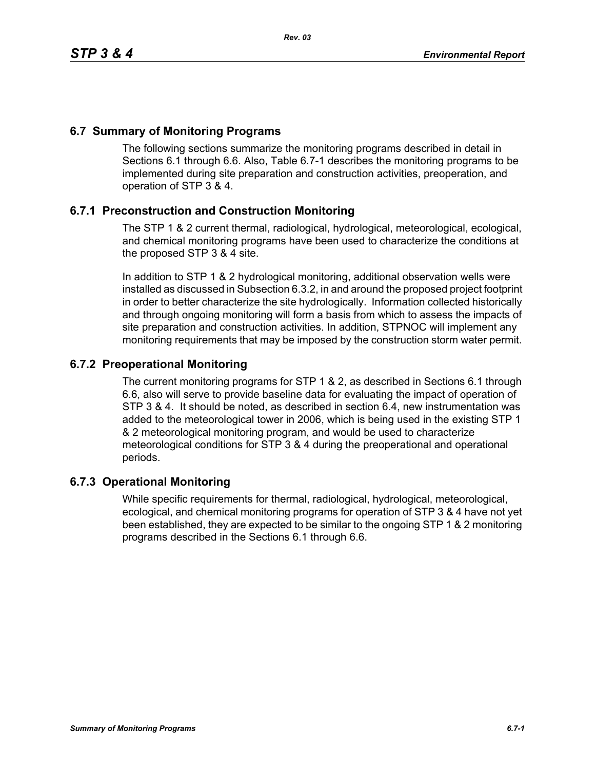## 6.7 Summary of Monitoring Programs

The following sections summarize the monitoring programs described in detail in Sections 6.1 through 6.6. Also, Table 6.7-1 describes the monitoring programs to be implemented during site preparation and construction activities, preoperation, and operation of STP 3 & 4.

### 6.7.1 Preconstruction and Construction Monitoring

The STP 1 & 2 current thermal, radiological, hydrological, meteorological, ecological, and chemical monitoring programs have been used to characterize the conditions at the proposed STP 3 & 4 site.

In addition to STP 1 & 2 hydrological monitoring, additional observation wells were installed as discussed in Subsection 6.3.2, in and around the proposed project footprint in order to better characterize the site hydrologically. Information collected historically and through ongoing monitoring will form a basis from which to assess the impacts of site preparation and construction activities. In addition, STPNOC will implement any monitoring requirements that may be imposed by the construction storm water permit.

### 6.7.2 Preoperational Monitoring

The current monitoring programs for STP 1 & 2, as described in Sections 6.1 through 6.6, also will serve to provide baseline data for evaluating the impact of operation of STP 3 & 4. It should be noted, as described in section 6.4, new instrumentation was added to the meteorological tower in 2006, which is being used in the existing STP 1 & 2 meteorological monitoring program, and would be used to characterize meteorological conditions for STP 3 & 4 during the preoperational and operational periods.

### 6.7.3 Operational Monitoring

While specific requirements for thermal, radiological, hydrological, meteorological, ecological, and chemical monitoring programs for operation of STP 3 & 4 have not yet been established, they are expected to be similar to the ongoing STP 1 & 2 monitoring programs described in the Sections 6.1 through 6.6.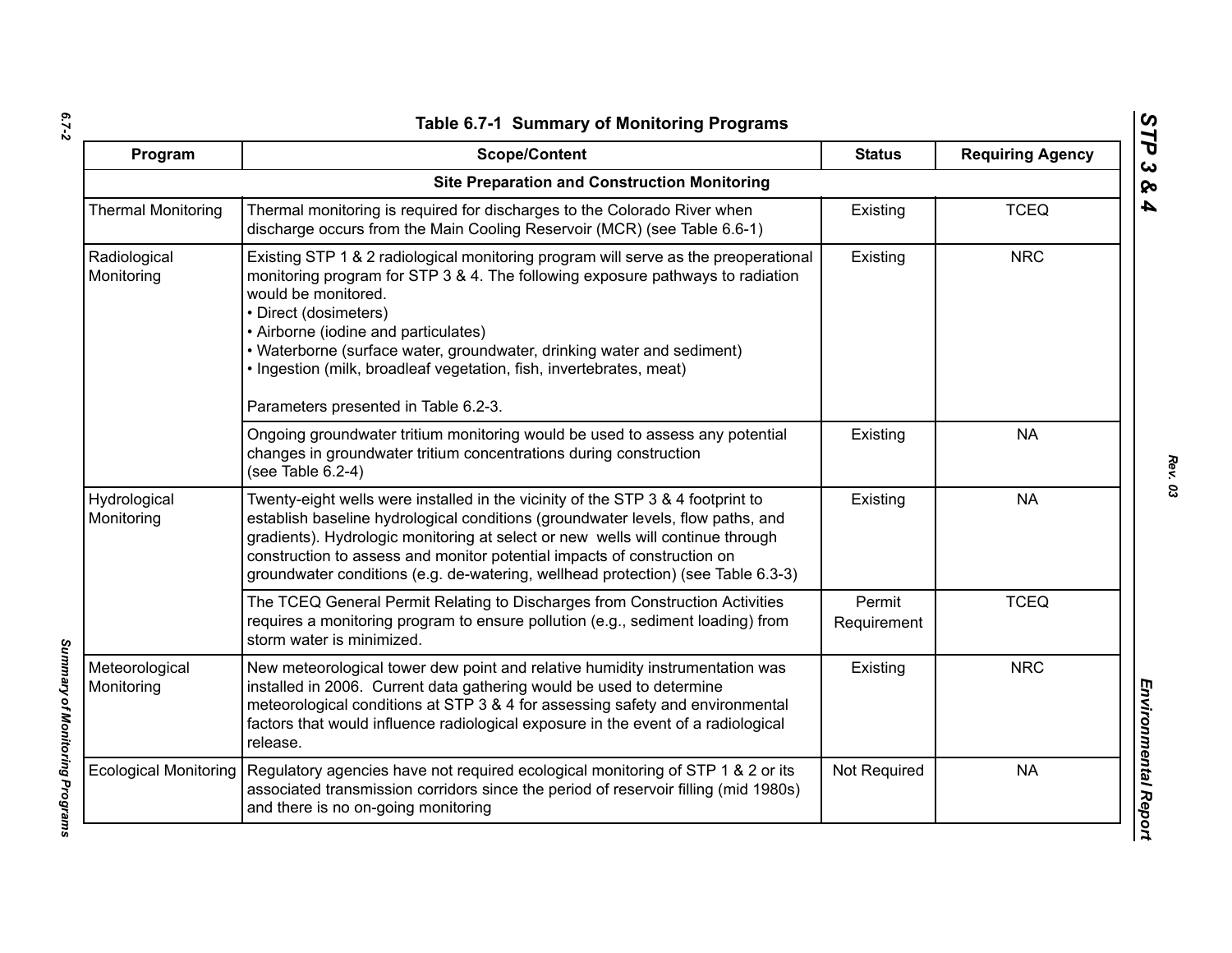**Table 6.7-1 Summary of Monitoring Programs**

| Program | Scope/Content | Status | Requiring Agency |
|---|---|---|---|
| **Site Preparation and Construction Monitoring** | | | |
| Thermal Monitoring | Thermal monitoring is required for discharges to the Colorado River when discharge occurs from the Main Cooling Reservoir (MCR) (see Table 6.6-1) | Existing | TCEQ |
| Radiological Monitoring | Existing STP 1 & 2 radiological monitoring program will serve as the preoperational monitoring program for STP 3 & 4. The following exposure pathways to radiation would be monitored.<br>• Direct (dosimeters)<br>• Airborne (iodine and particulates)<br>• Waterborne (surface water, groundwater, drinking water and sediment)<br>• Ingestion (milk, broadleaf vegetation, fish, invertebrates, meat)<br><br>Parameters presented in Table 6.2-3. | Existing | NRC |
| | Ongoing groundwater tritium monitoring would be used to assess any potential changes in groundwater tritium concentrations during construction (see Table 6.2-4) | Existing | NA |
| Hydrological Monitoring | Twenty-eight wells were installed in the vicinity of the STP 3 & 4 footprint to establish baseline hydrological conditions (groundwater levels, flow paths, and gradients). Hydrologic monitoring at select or new wells will continue through construction to assess and monitor potential impacts of construction on groundwater conditions (e.g. de-watering, wellhead protection) (see Table 6.3-3) | Existing | NA |
| | The TCEQ General Permit Relating to Discharges from Construction Activities requires a monitoring program to ensure pollution (e.g., sediment loading) from storm water is minimized. | Permit Requirement | TCEQ |
| Meteorological Monitoring | New meteorological tower dew point and relative humidity instrumentation was installed in 2006. Current data gathering would be used to determine meteorological conditions at STP 3 & 4 for assessing safety and environmental factors that would influence radiological exposure in the event of a radiological release. | Existing | NRC |
| Ecological Monitoring | Regulatory agencies have not required ecological monitoring of STP 1 & 2 or its associated transmission corridors since the period of reservoir filling (mid 1980s) and there is no on-going monitoring | Not Required | NA |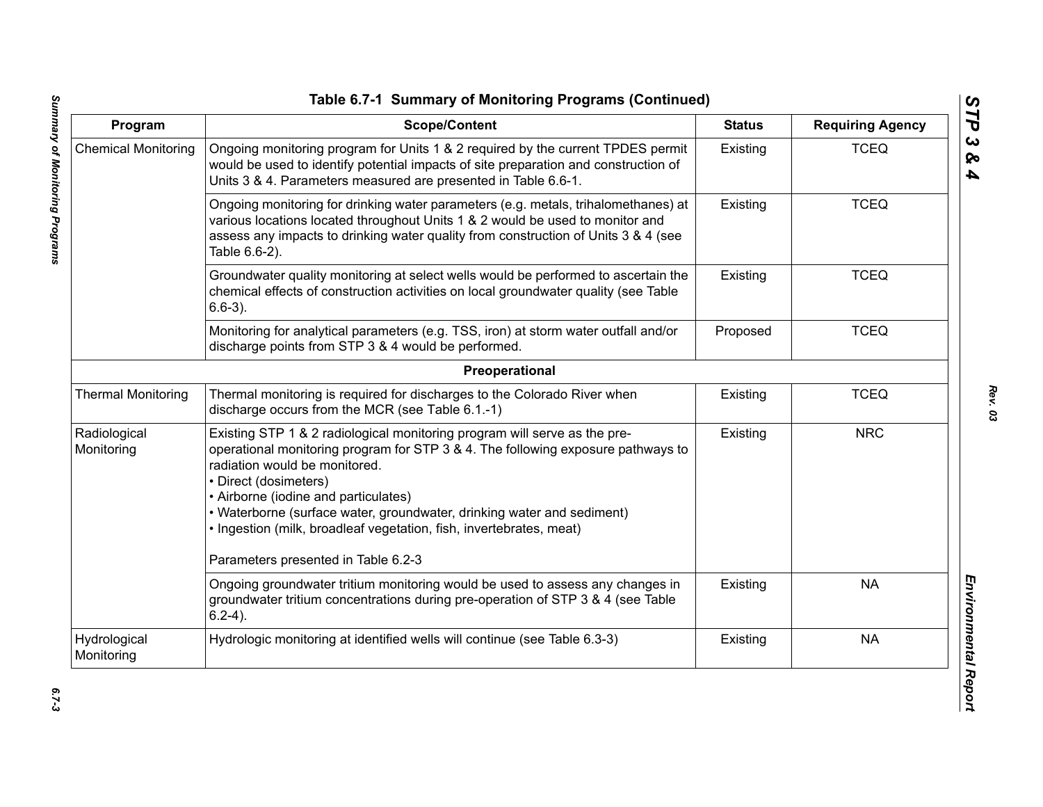## Table 6.7-1 Summary of Monitoring Programs (Continued)

| Program | Scope/Content | Status | Requiring Agency |
|---|---|---|---|
| Chemical Monitoring | Ongoing monitoring program for Units 1 & 2 required by the current TPDES permit would be used to identify potential impacts of site preparation and construction of Units 3 & 4. Parameters measured are presented in Table 6.6-1. | Existing | TCEQ |
| | Ongoing monitoring for drinking water parameters (e.g. metals, trihalomethanes) at various locations located throughout Units 1 & 2 would be used to monitor and assess any impacts to drinking water quality from construction of Units 3 & 4 (see Table 6.6-2). | Existing | TCEQ |
| | Groundwater quality monitoring at select wells would be performed to ascertain the chemical effects of construction activities on local groundwater quality (see Table 6.6-3). | Existing | TCEQ |
| | Monitoring for analytical parameters (e.g. TSS, iron) at storm water outfall and/or discharge points from STP 3 & 4 would be performed. | Proposed | TCEQ |
| **Preoperational** | | | |
| Thermal Monitoring | Thermal monitoring is required for discharges to the Colorado River when discharge occurs from the MCR (see Table 6.1.-1) | Existing | TCEQ |
| Radiological Monitoring | Existing STP 1 & 2 radiological monitoring program will serve as the pre-operational monitoring program for STP 3 & 4. The following exposure pathways to radiation would be monitored.<br>• Direct (dosimeters)<br>• Airborne (iodine and particulates)<br>• Waterborne (surface water, groundwater, drinking water and sediment)<br>• Ingestion (milk, broadleaf vegetation, fish, invertebrates, meat)<br><br>Parameters presented in Table 6.2-3 | Existing | NRC |
| | Ongoing groundwater tritium monitoring would be used to assess any changes in groundwater tritium concentrations during pre-operation of STP 3 & 4 (see Table 6.2-4). | Existing | NA |
| Hydrological Monitoring | Hydrologic monitoring at identified wells will continue (see Table 6.3-3) | Existing | NA |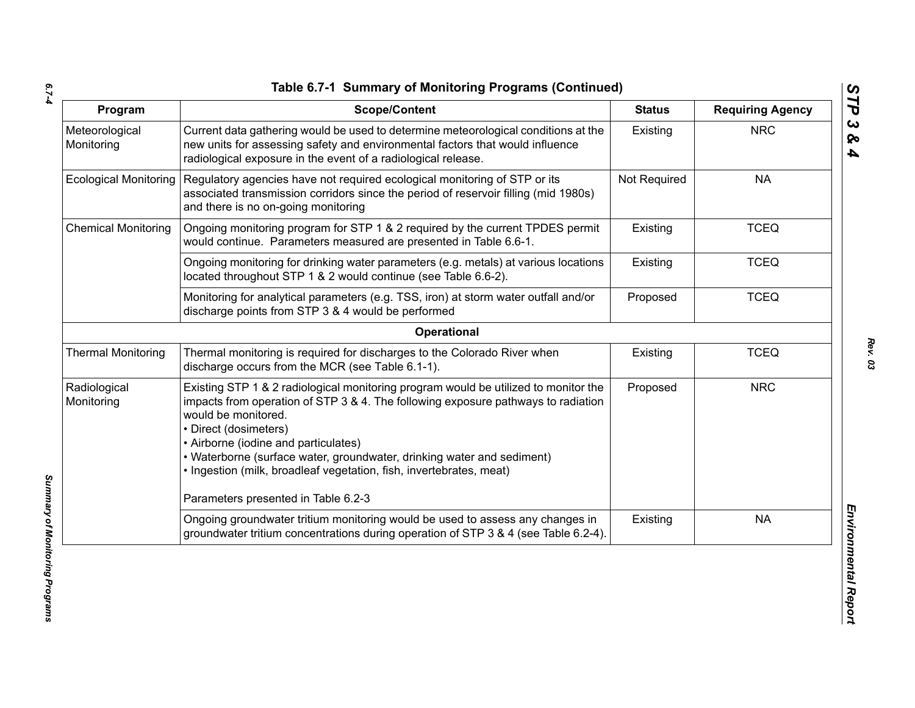### Table 6.7-1 Summary of Monitoring Programs (Continued)

| Program | Scope/Content | Status | Requiring Agency |
|---|---|---|---|
| Meteorological Monitoring | Current data gathering would be used to determine meteorological conditions at the new units for assessing safety and environmental factors that would influence radiological exposure in the event of a radiological release. | Existing | NRC |
| Ecological Monitoring | Regulatory agencies have not required ecological monitoring of STP or its associated transmission corridors since the period of reservoir filling (mid 1980s) and there is no on-going monitoring | Not Required | NA |
| Chemical Monitoring | Ongoing monitoring program for STP 1 & 2 required by the current TPDES permit would continue. Parameters measured are presented in Table 6.6-1. | Existing | TCEQ |
| | Ongoing monitoring for drinking water parameters (e.g. metals) at various locations located throughout STP 1 & 2 would continue (see Table 6.6-2). | Existing | TCEQ |
| | Monitoring for analytical parameters (e.g. TSS, iron) at storm water outfall and/or discharge points from STP 3 & 4 would be performed | Proposed | TCEQ |
| | **Operational** | | |
| Thermal Monitoring | Thermal monitoring is required for discharges to the Colorado River when discharge occurs from the MCR (see Table 6.1-1). | Existing | TCEQ |
| Radiological Monitoring | Existing STP 1 & 2 radiological monitoring program would be utilized to monitor the impacts from operation of STP 3 & 4. The following exposure pathways to radiation would be monitored.<br>• Direct (dosimeters)<br>• Airborne (iodine and particulates)<br>• Waterborne (surface water, groundwater, drinking water and sediment)<br>• Ingestion (milk, broadleaf vegetation, fish, invertebrates, meat)<br><br>Parameters presented in Table 6.2-3 | Proposed | NRC |
| | Ongoing groundwater tritium monitoring would be used to assess any changes in groundwater tritium concentrations during operation of STP 3 & 4 (see Table 6.2-4). | Existing | NA |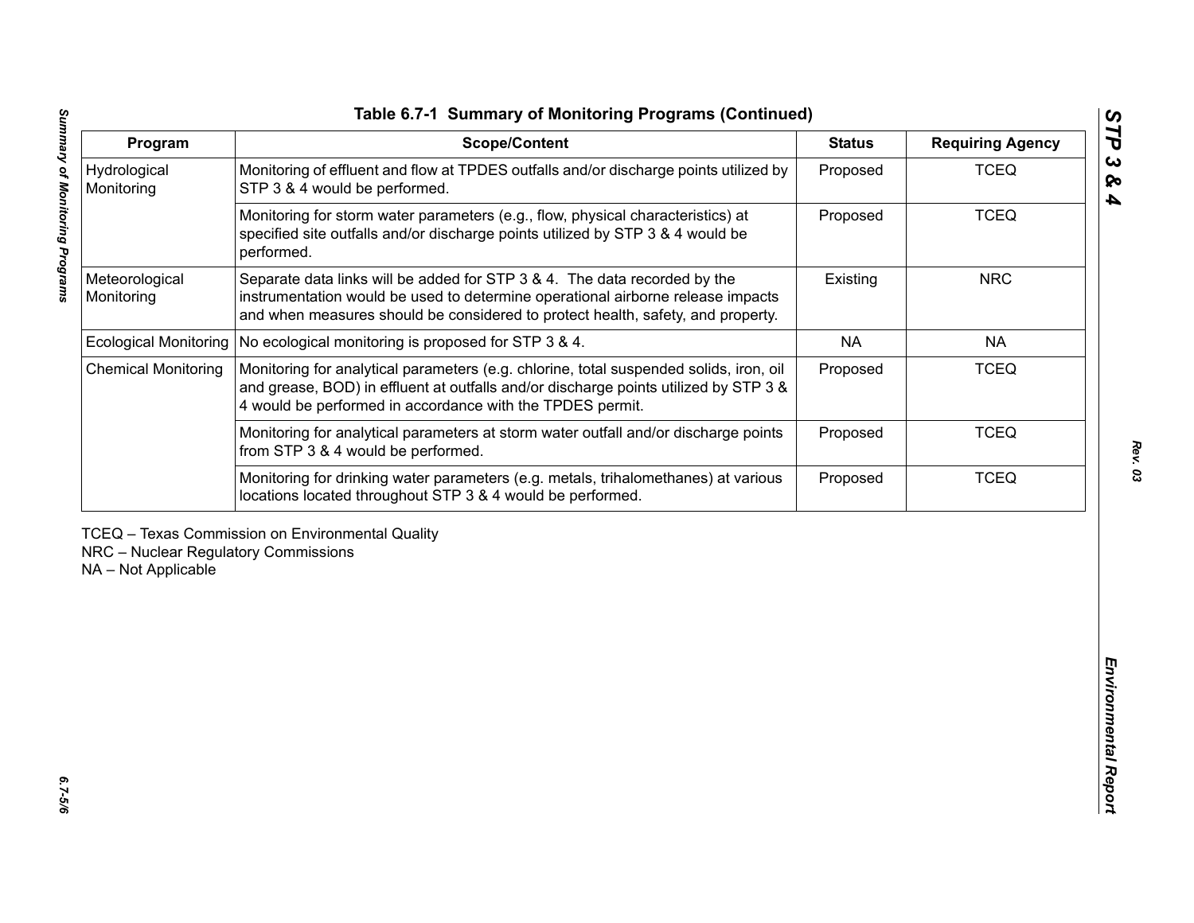## Table 6.7-1 Summary of Monitoring Programs (Continued)

| Program | Scope/Content | Status | Requiring Agency |
|---|---|---|---|
| Hydrological Monitoring | Monitoring of effluent and flow at TPDES outfalls and/or discharge points utilized by STP 3 & 4 would be performed. | Proposed | TCEQ |
| | Monitoring for storm water parameters (e.g., flow, physical characteristics) at specified site outfalls and/or discharge points utilized by STP 3 & 4 would be performed. | Proposed | TCEQ |
| Meteorological Monitoring | Separate data links will be added for STP 3 & 4. The data recorded by the instrumentation would be used to determine operational airborne release impacts and when measures should be considered to protect health, safety, and property. | Existing | NRC |
| Ecological Monitoring | No ecological monitoring is proposed for STP 3 & 4. | NA | NA |
| Chemical Monitoring | Monitoring for analytical parameters (e.g. chlorine, total suspended solids, iron, oil and grease, BOD) in effluent at outfalls and/or discharge points utilized by STP 3 & 4 would be performed in accordance with the TPDES permit. | Proposed | TCEQ |
| | Monitoring for analytical parameters at storm water outfall and/or discharge points from STP 3 & 4 would be performed. | Proposed | TCEQ |
| | Monitoring for drinking water parameters (e.g. metals, trihalomethanes) at various locations located throughout STP 3 & 4 would be performed. | Proposed | TCEQ |

TCEQ – Texas Commission on Environmental Quality
NRC – Nuclear Regulatory Commissions
NA – Not Applicable